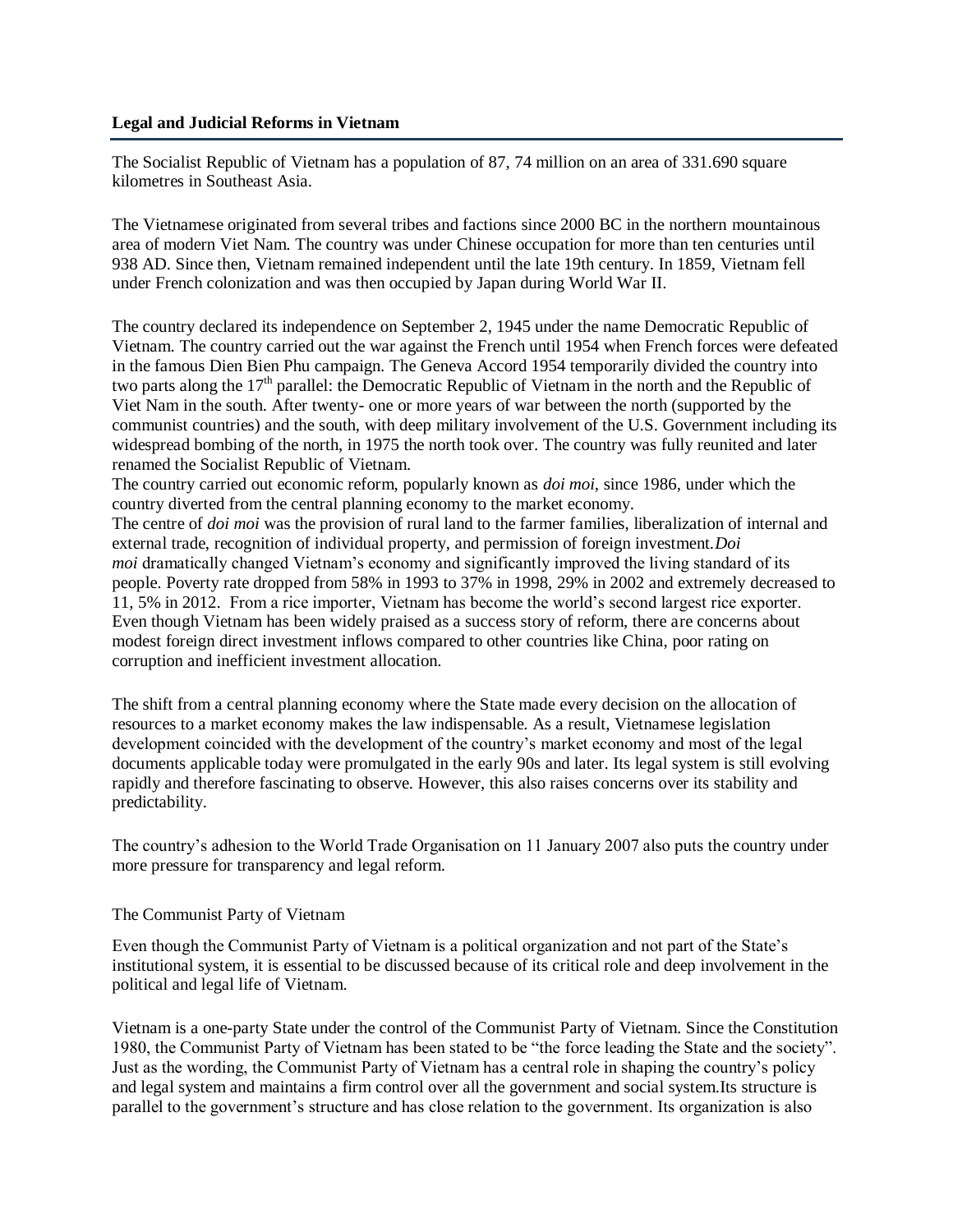# Legal and Judicial Reforms in Vietnam

The Socialist Republic of Vietnam has a population of 87, 74 million on an area of 331.690 square kilometres in Southeast Asia.

The Vietnamese originated from several tribes and factions since 2000 BC in the northern mountainous area of modern Viet Nam. The country was under Chinese occupation for more than ten centuries until 938 AD. Since then, Vietnam remained independent until the late 19th century. In 1859, Vietnam fell under French colonization and was then occupied by Japan during World War II.

The country declared its independence on September 2, 1945 under the name Democratic Republic of Vietnam. The country carried out the war against the French until 1954 when French forces were defeated in the famous Dien Bien Phu campaign. The Geneva Accord 1954 temporarily divided the country into two parts along the 17th parallel: the Democratic Republic of Vietnam in the north and the Republic of Viet Nam in the south. After twenty- one or more years of war between the north (supported by the communist countries) and the south, with deep military involvement of the U.S. Government including its widespread bombing of the north, in 1975 the north took over. The country was fully reunited and later renamed the Socialist Republic of Vietnam.

The country carried out economic reform, popularly known as *doi moi*, since 1986, under which the country diverted from the central planning economy to the market economy.

The centre of *doi moi* was the provision of rural land to the farmer families, liberalization of internal and external trade, recognition of individual property, and permission of foreign investment.*Doi moi* dramatically changed Vietnam's economy and significantly improved the living standard of its people. Poverty rate dropped from 58% in 1993 to 37% in 1998, 29% in 2002 and extremely decreased to 11, 5% in 2012. From a rice importer, Vietnam has become the world's second largest rice exporter. Even though Vietnam has been widely praised as a success story of reform, there are concerns about modest foreign direct investment inflows compared to other countries like China, poor rating on corruption and inefficient investment allocation.

The shift from a central planning economy where the State made every decision on the allocation of resources to a market economy makes the law indispensable. As a result, Vietnamese legislation development coincided with the development of the country's market economy and most of the legal documents applicable today were promulgated in the early 90s and later. Its legal system is still evolving rapidly and therefore fascinating to observe. However, this also raises concerns over its stability and predictability.

The country's adhesion to the World Trade Organisation on 11 January 2007 also puts the country under more pressure for transparency and legal reform.

## The Communist Party of Vietnam

Even though the Communist Party of Vietnam is a political organization and not part of the State's institutional system, it is essential to be discussed because of its critical role and deep involvement in the political and legal life of Vietnam.

Vietnam is a one-party State under the control of the Communist Party of Vietnam. Since the Constitution 1980, the Communist Party of Vietnam has been stated to be "the force leading the State and the society". Just as the wording, the Communist Party of Vietnam has a central role in shaping the country's policy and legal system and maintains a firm control over all the government and social system.Its structure is parallel to the government's structure and has close relation to the government. Its organization is also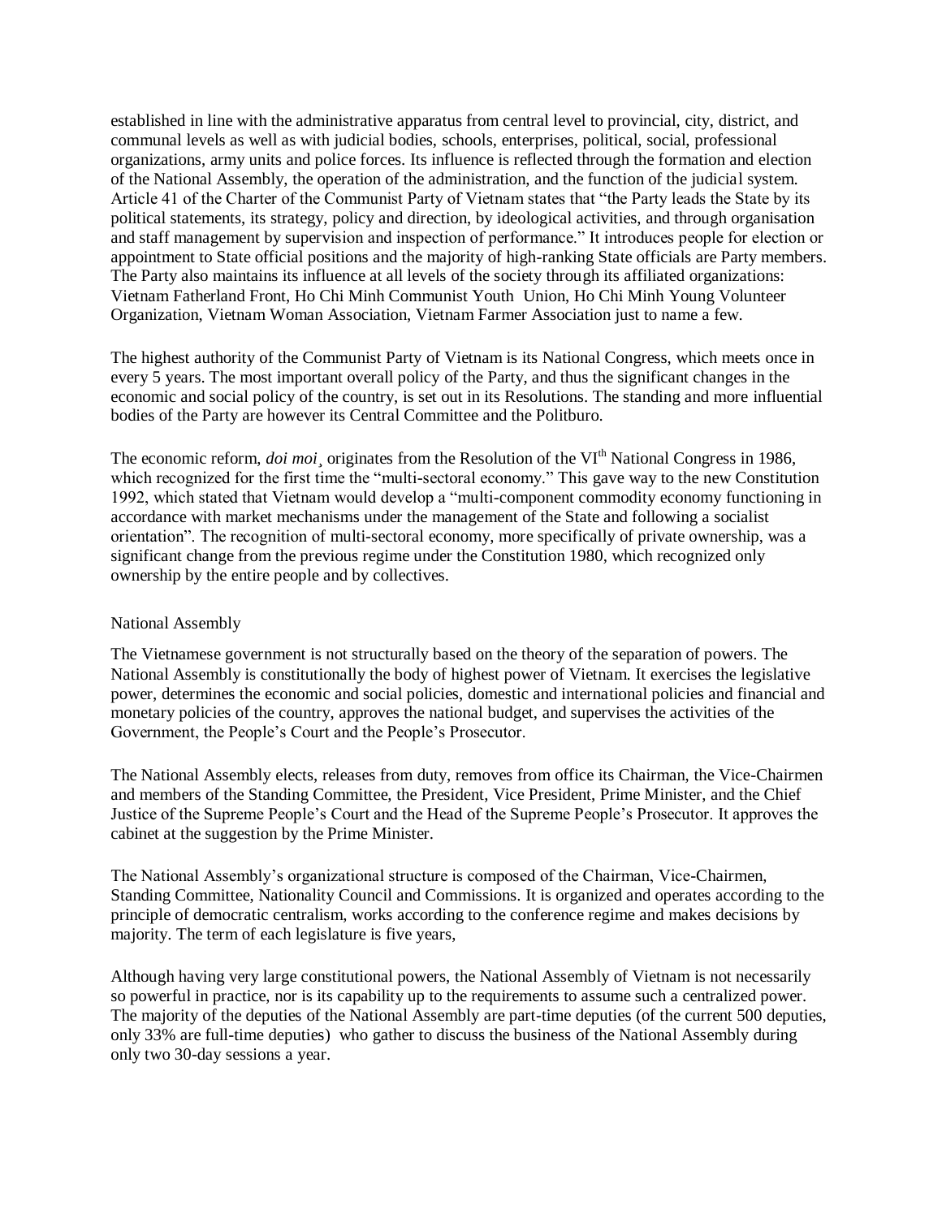established in line with the administrative apparatus from central level to provincial, city, district, and communal levels as well as with judicial bodies, schools, enterprises, political, social, professional organizations, army units and police forces. Its influence is reflected through the formation and election of the National Assembly, the operation of the administration, and the function of the judicial system. Article 41 of the Charter of the Communist Party of Vietnam states that "the Party leads the State by its political statements, its strategy, policy and direction, by ideological activities, and through organisation and staff management by supervision and inspection of performance." It introduces people for election or appointment to State official positions and the majority of high-ranking State officials are Party members. The Party also maintains its influence at all levels of the society through its affiliated organizations: Vietnam Fatherland Front, Ho Chi Minh Communist Youth Union, Ho Chi Minh Young Volunteer Organization, Vietnam Woman Association, Vietnam Farmer Association just to name a few.

The highest authority of the Communist Party of Vietnam is its National Congress, which meets once in every 5 years. The most important overall policy of the Party, and thus the significant changes in the economic and social policy of the country, is set out in its Resolutions. The standing and more influential bodies of the Party are however its Central Committee and the Politburo.

The economic reform, *doi moi*¸ originates from the Resolution of the VI^th^ National Congress in 1986, which recognized for the first time the "multi-sectoral economy." This gave way to the new Constitution 1992, which stated that Vietnam would develop a "multi-component commodity economy functioning in accordance with market mechanisms under the management of the State and following a socialist orientation". The recognition of multi-sectoral economy, more specifically of private ownership, was a significant change from the previous regime under the Constitution 1980, which recognized only ownership by the entire people and by collectives.

## National Assembly

The Vietnamese government is not structurally based on the theory of the separation of powers. The National Assembly is constitutionally the body of highest power of Vietnam. It exercises the legislative power, determines the economic and social policies, domestic and international policies and financial and monetary policies of the country, approves the national budget, and supervises the activities of the Government, the People's Court and the People's Prosecutor.

The National Assembly elects, releases from duty, removes from office its Chairman, the Vice-Chairmen and members of the Standing Committee, the President, Vice President, Prime Minister, and the Chief Justice of the Supreme People's Court and the Head of the Supreme People's Prosecutor. It approves the cabinet at the suggestion by the Prime Minister.

The National Assembly's organizational structure is composed of the Chairman, Vice-Chairmen, Standing Committee, Nationality Council and Commissions. It is organized and operates according to the principle of democratic centralism, works according to the conference regime and makes decisions by majority. The term of each legislature is five years,

Although having very large constitutional powers, the National Assembly of Vietnam is not necessarily so powerful in practice, nor is its capability up to the requirements to assume such a centralized power. The majority of the deputies of the National Assembly are part-time deputies (of the current 500 deputies, only 33% are full-time deputies) who gather to discuss the business of the National Assembly during only two 30-day sessions a year.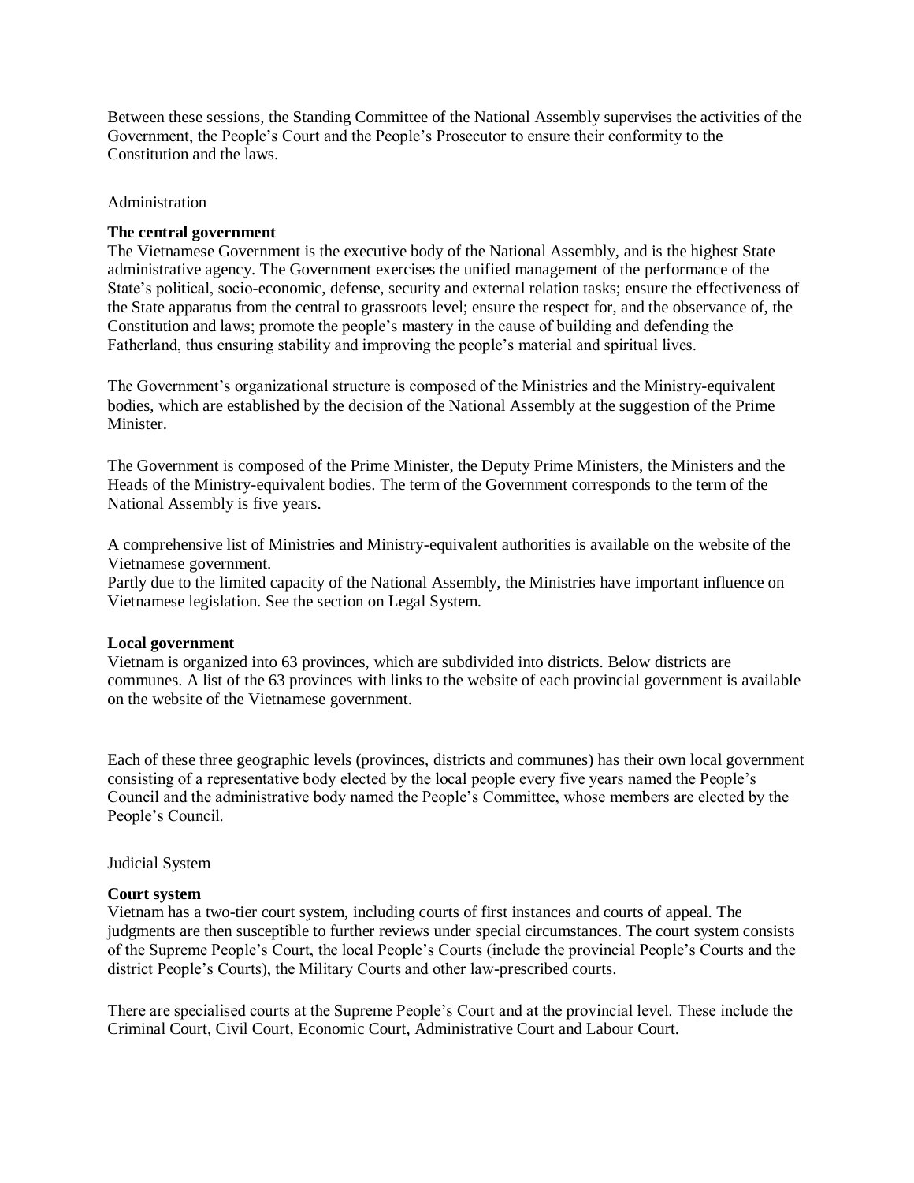Between these sessions, the Standing Committee of the National Assembly supervises the activities of the Government, the People's Court and the People's Prosecutor to ensure their conformity to the Constitution and the laws.

## Administration

### The central government

The Vietnamese Government is the executive body of the National Assembly, and is the highest State administrative agency. The Government exercises the unified management of the performance of the State's political, socio-economic, defense, security and external relation tasks; ensure the effectiveness of the State apparatus from the central to grassroots level; ensure the respect for, and the observance of, the Constitution and laws; promote the people's mastery in the cause of building and defending the Fatherland, thus ensuring stability and improving the people's material and spiritual lives.

The Government's organizational structure is composed of the Ministries and the Ministry-equivalent bodies, which are established by the decision of the National Assembly at the suggestion of the Prime Minister.

The Government is composed of the Prime Minister, the Deputy Prime Ministers, the Ministers and the Heads of the Ministry-equivalent bodies. The term of the Government corresponds to the term of the National Assembly is five years.

A comprehensive list of Ministries and Ministry-equivalent authorities is available on the website of the Vietnamese government.
Partly due to the limited capacity of the National Assembly, the Ministries have important influence on Vietnamese legislation. See the section on Legal System.

### Local government

Vietnam is organized into 63 provinces, which are subdivided into districts. Below districts are communes. A list of the 63 provinces with links to the website of each provincial government is available on the website of the Vietnamese government.

Each of these three geographic levels (provinces, districts and communes) has their own local government consisting of a representative body elected by the local people every five years named the People's Council and the administrative body named the People's Committee, whose members are elected by the People's Council.

## Judicial System

### Court system

Vietnam has a two-tier court system, including courts of first instances and courts of appeal. The judgments are then susceptible to further reviews under special circumstances. The court system consists of the Supreme People's Court, the local People's Courts (include the provincial People's Courts and the district People's Courts), the Military Courts and other law-prescribed courts.

There are specialised courts at the Supreme People's Court and at the provincial level. These include the Criminal Court, Civil Court, Economic Court, Administrative Court and Labour Court.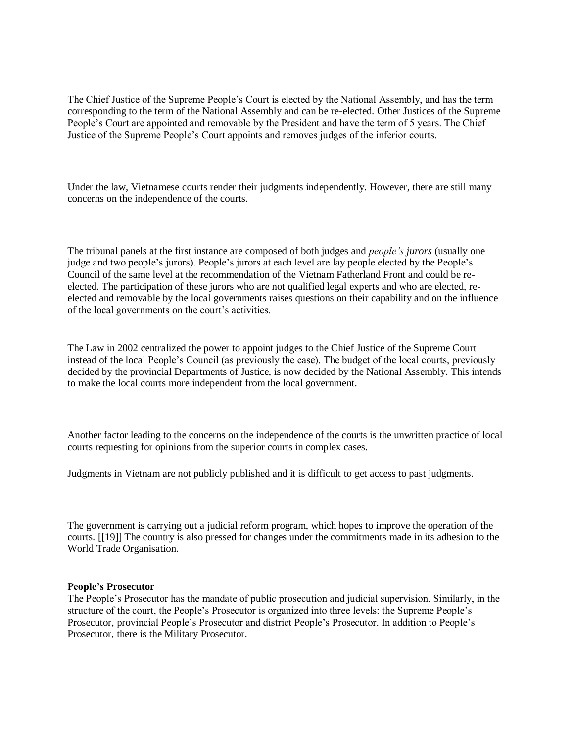The Chief Justice of the Supreme People's Court is elected by the National Assembly, and has the term corresponding to the term of the National Assembly and can be re-elected. Other Justices of the Supreme People's Court are appointed and removable by the President and have the term of 5 years. The Chief Justice of the Supreme People's Court appoints and removes judges of the inferior courts.

Under the law, Vietnamese courts render their judgments independently. However, there are still many concerns on the independence of the courts.

The tribunal panels at the first instance are composed of both judges and *people's jurors* (usually one judge and two people's jurors). People's jurors at each level are lay people elected by the People's Council of the same level at the recommendation of the Vietnam Fatherland Front and could be re-elected. The participation of these jurors who are not qualified legal experts and who are elected, re-elected and removable by the local governments raises questions on their capability and on the influence of the local governments on the court's activities.

The Law in 2002 centralized the power to appoint judges to the Chief Justice of the Supreme Court instead of the local People's Council (as previously the case). The budget of the local courts, previously decided by the provincial Departments of Justice, is now decided by the National Assembly. This intends to make the local courts more independent from the local government.

Another factor leading to the concerns on the independence of the courts is the unwritten practice of local courts requesting for opinions from the superior courts in complex cases.

Judgments in Vietnam are not publicly published and it is difficult to get access to past judgments.

The government is carrying out a judicial reform program, which hopes to improve the operation of the courts. [[19]] The country is also pressed for changes under the commitments made in its adhesion to the World Trade Organisation.

**People's Prosecutor**

The People's Prosecutor has the mandate of public prosecution and judicial supervision. Similarly, in the structure of the court, the People's Prosecutor is organized into three levels: the Supreme People's Prosecutor, provincial People's Prosecutor and district People's Prosecutor. In addition to People's Prosecutor, there is the Military Prosecutor.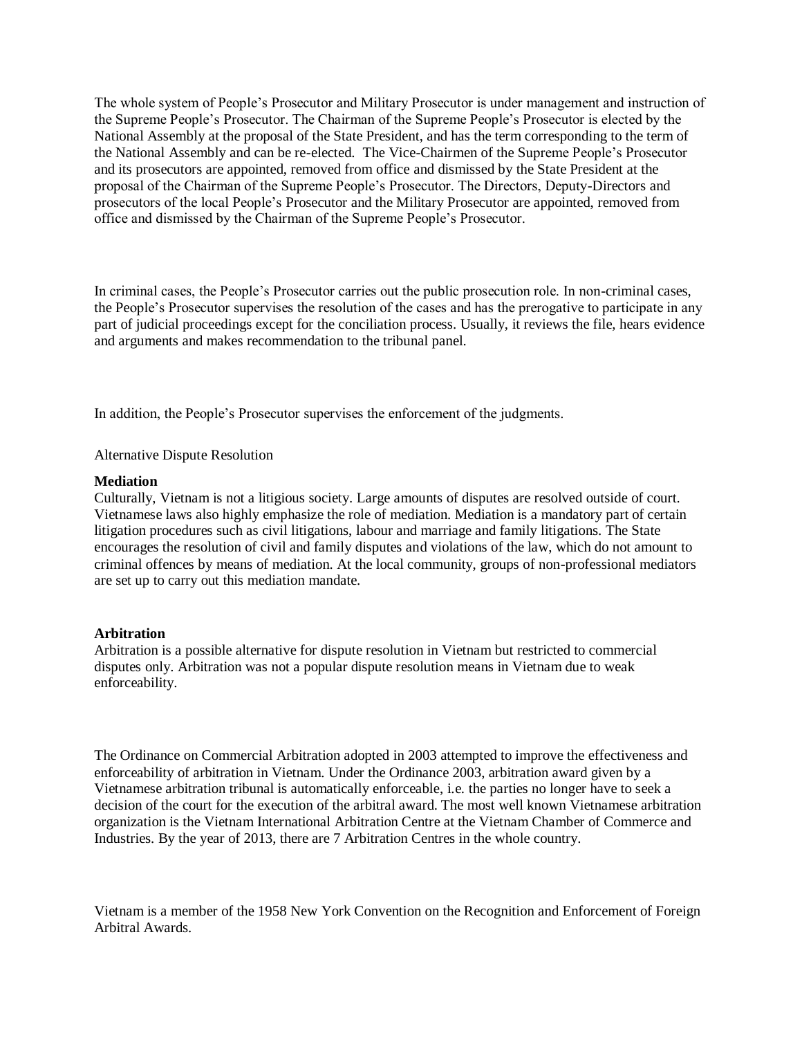The whole system of People's Prosecutor and Military Prosecutor is under management and instruction of the Supreme People's Prosecutor. The Chairman of the Supreme People's Prosecutor is elected by the National Assembly at the proposal of the State President, and has the term corresponding to the term of the National Assembly and can be re-elected. The Vice-Chairmen of the Supreme People's Prosecutor and its prosecutors are appointed, removed from office and dismissed by the State President at the proposal of the Chairman of the Supreme People's Prosecutor. The Directors, Deputy-Directors and prosecutors of the local People's Prosecutor and the Military Prosecutor are appointed, removed from office and dismissed by the Chairman of the Supreme People's Prosecutor.

In criminal cases, the People's Prosecutor carries out the public prosecution role. In non-criminal cases, the People's Prosecutor supervises the resolution of the cases and has the prerogative to participate in any part of judicial proceedings except for the conciliation process. Usually, it reviews the file, hears evidence and arguments and makes recommendation to the tribunal panel.

In addition, the People's Prosecutor supervises the enforcement of the judgments.

Alternative Dispute Resolution

**Mediation**

Culturally, Vietnam is not a litigious society. Large amounts of disputes are resolved outside of court. Vietnamese laws also highly emphasize the role of mediation. Mediation is a mandatory part of certain litigation procedures such as civil litigations, labour and marriage and family litigations. The State encourages the resolution of civil and family disputes and violations of the law, which do not amount to criminal offences by means of mediation. At the local community, groups of non-professional mediators are set up to carry out this mediation mandate.

**Arbitration**

Arbitration is a possible alternative for dispute resolution in Vietnam but restricted to commercial disputes only. Arbitration was not a popular dispute resolution means in Vietnam due to weak enforceability.

The Ordinance on Commercial Arbitration adopted in 2003 attempted to improve the effectiveness and enforceability of arbitration in Vietnam. Under the Ordinance 2003, arbitration award given by a Vietnamese arbitration tribunal is automatically enforceable, i.e. the parties no longer have to seek a decision of the court for the execution of the arbitral award. The most well known Vietnamese arbitration organization is the Vietnam International Arbitration Centre at the Vietnam Chamber of Commerce and Industries. By the year of 2013, there are 7 Arbitration Centres in the whole country.

Vietnam is a member of the 1958 New York Convention on the Recognition and Enforcement of Foreign Arbitral Awards.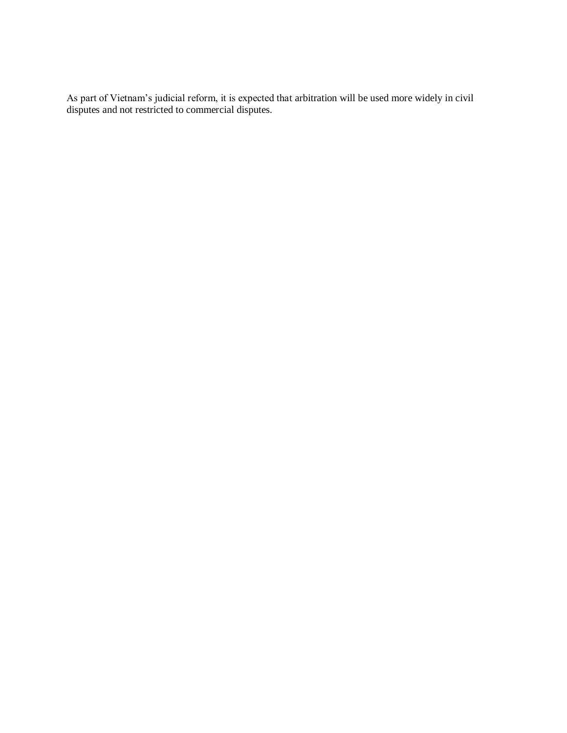As part of Vietnam's judicial reform, it is expected that arbitration will be used more widely in civil disputes and not restricted to commercial disputes.